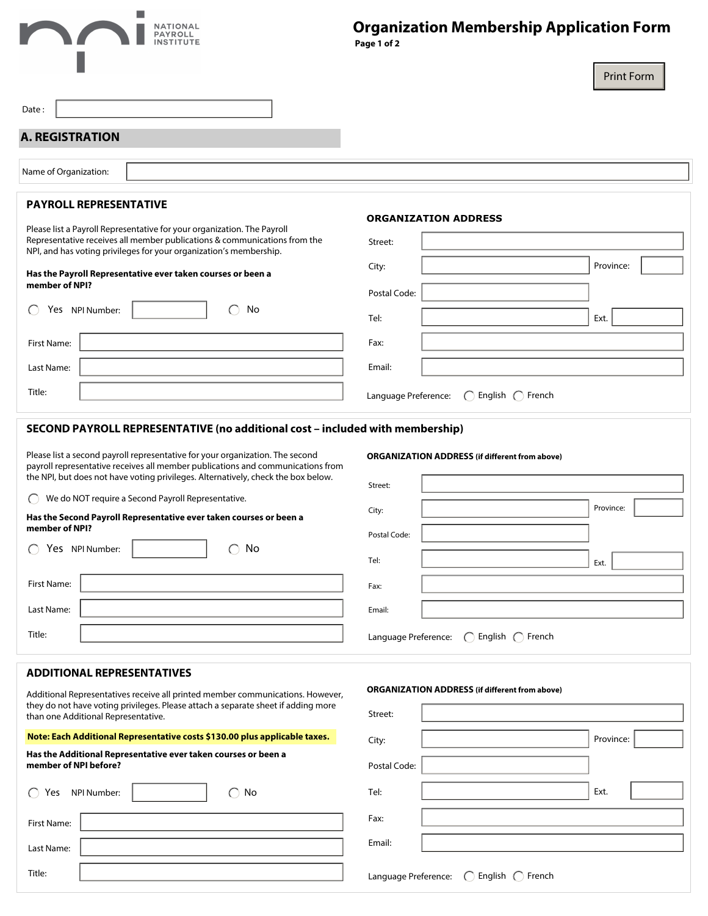NATIONAL PAYROLL INSTITUTE

# Organization Membership Application Form

Print Form

Date :

## A. REGISTRATION

Name of Organization:

### PAYROLL REPRESENTATIVE

Please list a Payroll Representative for your organization. The Payroll Representative receives all member publications & communications from the NPI, and has voting privileges for your organization's membership.

**Has the Payroll Representative ever taken courses or been a member of NPI?**

◯ Yes NPI Number: ◯ No

First Name:

Last Name:

Title:

**ORGANIZATION ADDRESS**

Street:

City: Province:

Postal Code:

Tel: Ext.

Fax:

Email:

Language Preference: ◯ English ◯ French

### SECOND PAYROLL REPRESENTATIVE (no additional cost – included with membership)

Please list a second payroll representative for your organization. The second payroll representative receives all member publications and communications from the NPI, but does not have voting privileges. Alternatively, check the box below.

◯ We do NOT require a Second Payroll Representative.

**Has the Second Payroll Representative ever taken courses or been a member of NPI?**

◯ Yes NPI Number: ◯ No

First Name:

Last Name:

Title:

**ORGANIZATION ADDRESS (if different from above)**

Street:

City: Province:

Postal Code:

Tel: Ext.

Fax:

Email:

Language Preference: ◯ English ◯ French

### ADDITIONAL REPRESENTATIVES

Additional Representatives receive all printed member communications. However, they do not have voting privileges. Please attach a separate sheet if adding more than one Additional Representative.

**Note: Each Additional Representative costs $130.00 plus applicable taxes.**

**Has the Additional Representative ever taken courses or been a member of NPI before?**

◯ Yes NPI Number: ◯ No

First Name:

Last Name:

Title:

**ORGANIZATION ADDRESS (if different from above)**

Street:

City: Province:

Postal Code:

Tel: Ext.

Fax:

Email:

Language Preference: ◯ English ◯ French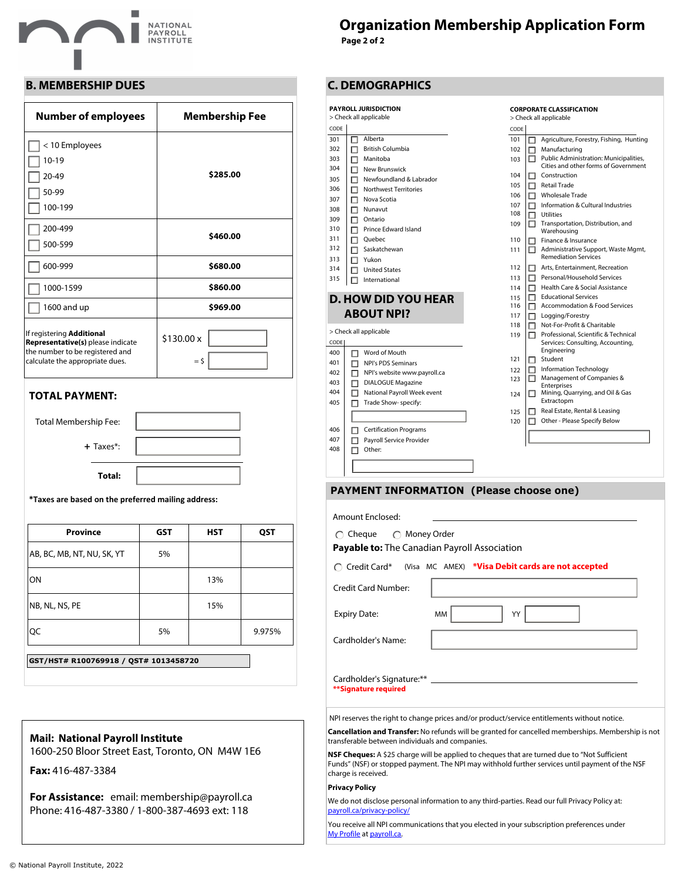NATIONAL PAYROLL INSTITUTE

# Organization Membership Application Form

## B. MEMBERSHIP DUES

| Number of employees | Membership Fee |
|---|---|
| ☐ < 10 Employees<br>☐ 10-19<br>☐ 20-49<br>☐ 50-99<br>☐ 100-199 | **$285.00** |
| ☐ 200-499<br>☐ 500-599 | **$460.00** |
| ☐ 600-999 | **$680.00** |
| ☐ 1000-1599 | **$860.00** |
| ☐ 1600 and up | **$969.00** |
| If registering **Additional Representative(s)** please indicate the number to be registered and calculate the appropriate dues. | $130.00 x ______ = $ ______ |

### TOTAL PAYMENT:

Total Membership Fee: ______

\+ Taxes*: ______

**Total:** ______

**\*Taxes are based on the preferred mailing address:**

| Province | GST | HST | QST |
|---|---|---|---|
| AB, BC, MB, NT, NU, SK, YT | 5% | | |
| ON | | 13% | |
| NB, NL, NS, PE | | 15% | |
| QC | 5% | | 9.975% |

**GST/HST# R100769918 / QST# 1013458720**

## C. DEMOGRAPHICS

**PAYROLL JURISDICTION**
> Check all applicable

| CODE | |
|---|---|
| 301 | ☐ Alberta |
| 302 | ☐ British Columbia |
| 303 | ☐ Manitoba |
| 304 | ☐ New Brunswick |
| 305 | ☐ Newfoundland & Labrador |
| 306 | ☐ Northwest Territories |
| 307 | ☐ Nova Scotia |
| 308 | ☐ Nunavut |
| 309 | ☐ Ontario |
| 310 | ☐ Prince Edward Island |
| 311 | ☐ Quebec |
| 312 | ☐ Saskatchewan |
| 313 | ☐ Yukon |
| 314 | ☐ United States |
| 315 | ☐ International |

**CORPORATE CLASSIFICATION**
> Check all applicable

| CODE | |
|---|---|
| 101 | ☐ Agriculture, Forestry, Fishing, Hunting |
| 102 | ☐ Manufacturing |
| 103 | ☐ Public Administration: Municipalities, Cities and other forms of Government |
| 104 | ☐ Construction |
| 105 | ☐ Retail Trade |
| 106 | ☐ Wholesale Trade |
| 107 | ☐ Information & Cultural Industries |
| 108 | ☐ Utilities |
| 109 | ☐ Transportation, Distribution, and Warehousing |
| 110 | ☐ Finance & Insurance |
| 111 | ☐ Administrative Support, Waste Mgmt, Remediation Services |
| 112 | ☐ Arts, Entertainment, Recreation |
| 113 | ☐ Personal/Household Services |
| 114 | ☐ Health Care & Social Assistance |
| 115 | ☐ Educational Services |
| 116 | ☐ Accommodation & Food Services |
| 117 | ☐ Logging/Forestry |
| 118 | ☐ Not-For-Profit & Charitable |
| 119 | ☐ Professional, Scientific & Technical Services: Consulting, Accounting, Engineering |
| 121 | ☐ Student |
| 122 | ☐ Information Technology |
| 123 | ☐ Management of Companies & Enterprises |
| 124 | ☐ Mining, Quarrying, and Oil & Gas Extractopm |
| 125 | ☐ Real Estate, Rental & Leasing |
| 120 | ☐ Other - Please Specify Below ______ |

## D. HOW DID YOU HEAR ABOUT NPI?

> Check all applicable

| CODE | |
|---|---|
| 400 | ☐ Word of Mouth |
| 401 | ☐ NPI's PDS Seminars |
| 402 | ☐ NPI's website www.payroll.ca |
| 403 | ☐ DIALOGUE Magazine |
| 404 | ☐ National Payroll Week event |
| 405 | ☐ Trade Show- specify: ______ |
| 406 | ☐ Certification Programs |
| 407 | ☐ Payroll Service Provider |
| 408 | ☐ Other: ______ |

## PAYMENT INFORMATION (Please choose one)

Amount Enclosed: ______

◯ Cheque ◯ Money Order

**Payable to:** The Canadian Payroll Association

◯ Credit Card* (Visa MC AMEX) ***Visa Debit cards are not accepted**

Credit Card Number: ______

Expiry Date: MM ______ YY ______

Cardholder's Name: ______

Cardholder's Signature:** ______

****Signature required**

NPI reserves the right to change prices and/or product/service entitlements without notice.

**Cancellation and Transfer:** No refunds will be granted for cancelled memberships. Membership is not transferable between individuals and companies.

**NSF Cheques:** A $25 charge will be applied to cheques that are turned due to "Not Sufficient Funds" (NSF) or stopped payment. The NPI may withhold further services until payment of the NSF charge is received.

**Privacy Policy**

We do not disclose personal information to any third-parties. Read our full Privacy Policy at: payroll.ca/privacy-policy/

You receive all NPI communications that you elected in your subscription preferences under My Profile at payroll.ca.

**Mail: National Payroll Institute**
1600-250 Bloor Street East, Toronto, ON M4W 1E6

**Fax:** 416-487-3384

**For Assistance:** email: membership@payroll.ca
Phone: 416-487-3380 / 1-800-387-4693 ext: 118

© National Payroll Institute, 2022